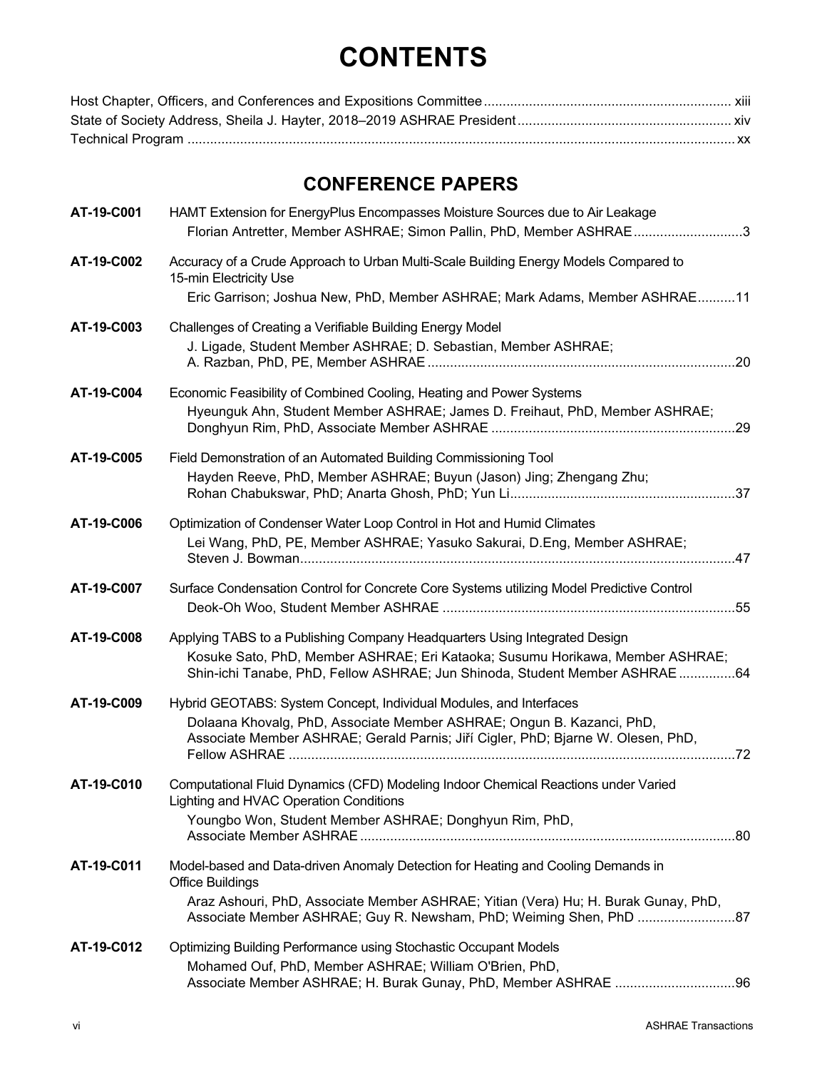# CONTENTS

Host Chapter, Officers, and Conferences and Expositions Committee ................................................................. xiii
State of Society Address, Sheila J. Hayter, 2018–2019 ASHRAE President ........................................................ xiv
Technical Program ................................................................................................................................................ xx

## CONFERENCE PAPERS

**AT-19-C001** HAMT Extension for EnergyPlus Encompasses Moisture Sources due to Air Leakage
Florian Antretter, Member ASHRAE; Simon Pallin, PhD, Member ASHRAE ............................3

**AT-19-C002** Accuracy of a Crude Approach to Urban Multi-Scale Building Energy Models Compared to 15-min Electricity Use
Eric Garrison; Joshua New, PhD, Member ASHRAE; Mark Adams, Member ASHRAE..........11

**AT-19-C003** Challenges of Creating a Verifiable Building Energy Model
J. Ligade, Student Member ASHRAE; D. Sebastian, Member ASHRAE; A. Razban, PhD, PE, Member ASHRAE ................................................................................20

**AT-19-C004** Economic Feasibility of Combined Cooling, Heating and Power Systems
Hyeunguk Ahn, Student Member ASHRAE; James D. Freihaut, PhD, Member ASHRAE; Donghyun Rim, PhD, Associate Member ASHRAE ................................................................29

**AT-19-C005** Field Demonstration of an Automated Building Commissioning Tool
Hayden Reeve, PhD, Member ASHRAE; Buyun (Jason) Jing; Zhengang Zhu; Rohan Chabukswar, PhD; Anarta Ghosh, PhD; Yun Li...........................................................37

**AT-19-C006** Optimization of Condenser Water Loop Control in Hot and Humid Climates
Lei Wang, PhD, PE, Member ASHRAE; Yasuko Sakurai, D.Eng, Member ASHRAE; Steven J. Bowman...................................................................................................................47

**AT-19-C007** Surface Condensation Control for Concrete Core Systems utilizing Model Predictive Control
Deok-Oh Woo, Student Member ASHRAE .............................................................................55

**AT-19-C008** Applying TABS to a Publishing Company Headquarters Using Integrated Design
Kosuke Sato, PhD, Member ASHRAE; Eri Kataoka; Susumu Horikawa, Member ASHRAE; Shin-ichi Tanabe, PhD, Fellow ASHRAE; Jun Shinoda, Student Member ASHRAE ...............64

**AT-19-C009** Hybrid GEOTABS: System Concept, Individual Modules, and Interfaces
Dolaana Khovalg, PhD, Associate Member ASHRAE; Ongun B. Kazanci, PhD, Associate Member ASHRAE; Gerald Parnis; Jiří Cigler, PhD; Bjarne W. Olesen, PhD, Fellow ASHRAE .......................................................................................................................72

**AT-19-C010** Computational Fluid Dynamics (CFD) Modeling Indoor Chemical Reactions under Varied Lighting and HVAC Operation Conditions
Youngbo Won, Student Member ASHRAE; Donghyun Rim, PhD, Associate Member ASHRAE ...................................................................................................80

**AT-19-C011** Model-based and Data-driven Anomaly Detection for Heating and Cooling Demands in Office Buildings
Araz Ashouri, PhD, Associate Member ASHRAE; Yitian (Vera) Hu; H. Burak Gunay, PhD, Associate Member ASHRAE; Guy R. Newsham, PhD; Weiming Shen, PhD ..........................87

**AT-19-C012** Optimizing Building Performance using Stochastic Occupant Models
Mohamed Ouf, PhD, Member ASHRAE; William O'Brien, PhD, Associate Member ASHRAE; H. Burak Gunay, PhD, Member ASHRAE ................................96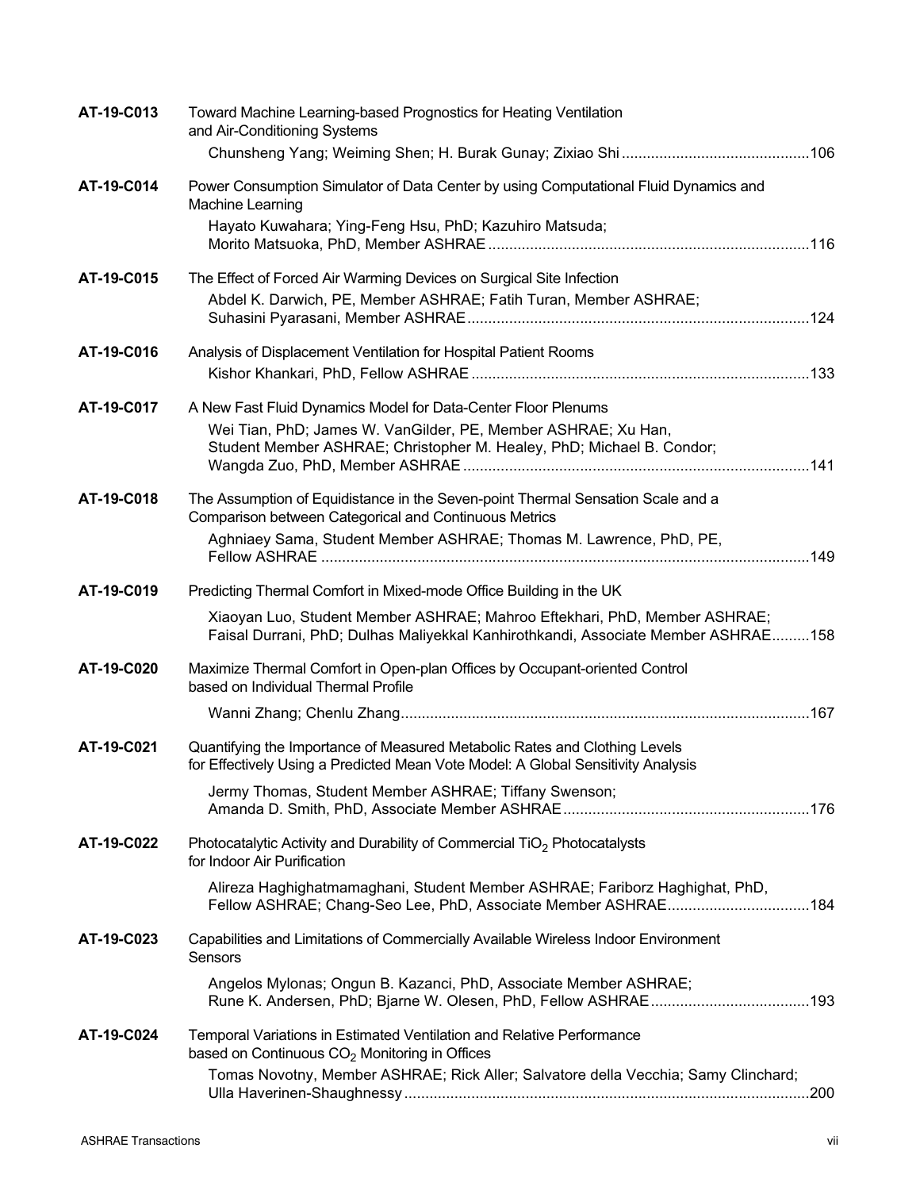**AT-19-C013** Toward Machine Learning-based Prognostics for Heating Ventilation and Air-Conditioning Systems

Chunsheng Yang; Weiming Shen; H. Burak Gunay; Zixiao Shi ............................................106

**AT-19-C014** Power Consumption Simulator of Data Center by using Computational Fluid Dynamics and Machine Learning

Hayato Kuwahara; Ying-Feng Hsu, PhD; Kazuhiro Matsuda; Morito Matsuoka, PhD, Member ASHRAE ............................................................................116

**AT-19-C015** The Effect of Forced Air Warming Devices on Surgical Site Infection

Abdel K. Darwich, PE, Member ASHRAE; Fatih Turan, Member ASHRAE; Suhasini Pyarasani, Member ASHRAE.................................................................................124

**AT-19-C016** Analysis of Displacement Ventilation for Hospital Patient Rooms

Kishor Khankari, PhD, Fellow ASHRAE ................................................................................133

**AT-19-C017** A New Fast Fluid Dynamics Model for Data-Center Floor Plenums

Wei Tian, PhD; James W. VanGilder, PE, Member ASHRAE; Xu Han, Student Member ASHRAE; Christopher M. Healey, PhD; Michael B. Condor; Wangda Zuo, PhD, Member ASHRAE ..................................................................................141

**AT-19-C018** The Assumption of Equidistance in the Seven-point Thermal Sensation Scale and a Comparison between Categorical and Continuous Metrics

Aghniaey Sama, Student Member ASHRAE; Thomas M. Lawrence, PhD, PE, Fellow ASHRAE ...................................................................................................................149

**AT-19-C019** Predicting Thermal Comfort in Mixed-mode Office Building in the UK

Xiaoyan Luo, Student Member ASHRAE; Mahroo Eftekhari, PhD, Member ASHRAE; Faisal Durrani, PhD; Dulhas Maliyekkal Kanhirothkandi, Associate Member ASHRAE.........158

**AT-19-C020** Maximize Thermal Comfort in Open-plan Offices by Occupant-oriented Control based on Individual Thermal Profile

Wanni Zhang; Chenlu Zhang................................................................................................167

**AT-19-C021** Quantifying the Importance of Measured Metabolic Rates and Clothing Levels for Effectively Using a Predicted Mean Vote Model: A Global Sensitivity Analysis

Jermy Thomas, Student Member ASHRAE; Tiffany Swenson; Amanda D. Smith, PhD, Associate Member ASHRAE..........................................................176

**AT-19-C022** Photocatalytic Activity and Durability of Commercial $TiO_2$ Photocatalysts for Indoor Air Purification

Alireza Haghighatmamaghani, Student Member ASHRAE; Fariborz Haghighat, PhD, Fellow ASHRAE; Chang-Seo Lee, PhD, Associate Member ASHRAE.................................184

**AT-19-C023** Capabilities and Limitations of Commercially Available Wireless Indoor Environment Sensors

Angelos Mylonas; Ongun B. Kazanci, PhD, Associate Member ASHRAE; Rune K. Andersen, PhD; Bjarne W. Olesen, PhD, Fellow ASHRAE.....................................193

**AT-19-C024** Temporal Variations in Estimated Ventilation and Relative Performance based on Continuous $CO_2$ Monitoring in Offices

Tomas Novotny, Member ASHRAE; Rick Aller; Salvatore della Vecchia; Samy Clinchard; Ulla Haverinen-Shaughnessy ................................................................................................200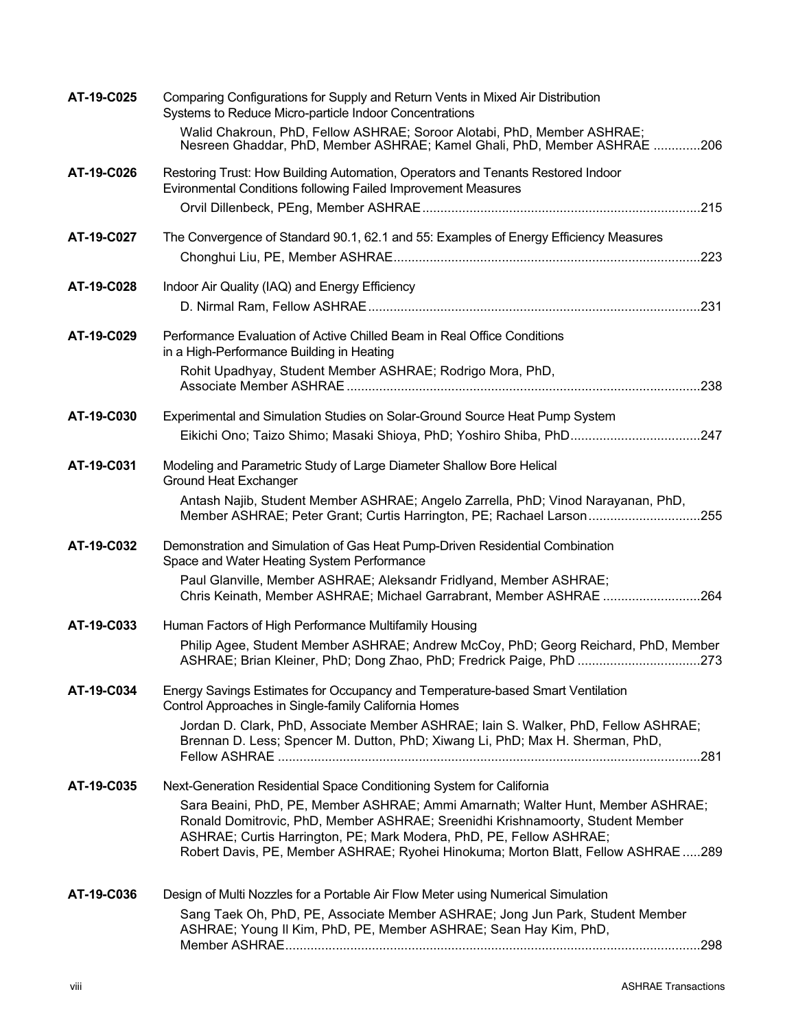**AT-19-C025** Comparing Configurations for Supply and Return Vents in Mixed Air Distribution Systems to Reduce Micro-particle Indoor Concentrations
Walid Chakroun, PhD, Fellow ASHRAE; Soroor Alotabi, PhD, Member ASHRAE; Nesreen Ghaddar, PhD, Member ASHRAE; Kamel Ghali, PhD, Member ASHRAE .............206

**AT-19-C026** Restoring Trust: How Building Automation, Operators and Tenants Restored Indoor Evironmental Conditions following Failed Improvement Measures
Orvil Dillenbeck, PEng, Member ASHRAE ............................................................................215

**AT-19-C027** The Convergence of Standard 90.1, 62.1 and 55: Examples of Energy Efficiency Measures
Chonghui Liu, PE, Member ASHRAE....................................................................................223

**AT-19-C028** Indoor Air Quality (IAQ) and Energy Efficiency
D. Nirmal Ram, Fellow ASHRAE ...........................................................................................231

**AT-19-C029** Performance Evaluation of Active Chilled Beam in Real Office Conditions in a High-Performance Building in Heating
Rohit Upadhyay, Student Member ASHRAE; Rodrigo Mora, PhD, Associate Member ASHRAE ................................................................................................238

**AT-19-C030** Experimental and Simulation Studies on Solar-Ground Source Heat Pump System
Eikichi Ono; Taizo Shimo; Masaki Shioya, PhD; Yoshiro Shiba, PhD....................................247

**AT-19-C031** Modeling and Parametric Study of Large Diameter Shallow Bore Helical Ground Heat Exchanger
Antash Najib, Student Member ASHRAE; Angelo Zarrella, PhD; Vinod Narayanan, PhD, Member ASHRAE; Peter Grant; Curtis Harrington, PE; Rachael Larson..............................255

**AT-19-C032** Demonstration and Simulation of Gas Heat Pump-Driven Residential Combination Space and Water Heating System Performance
Paul Glanville, Member ASHRAE; Aleksandr Fridlyand, Member ASHRAE; Chris Keinath, Member ASHRAE; Michael Garrabrant, Member ASHRAE ..........................264

**AT-19-C033** Human Factors of High Performance Multifamily Housing
Philip Agee, Student Member ASHRAE; Andrew McCoy, PhD; Georg Reichard, PhD, Member ASHRAE; Brian Kleiner, PhD; Dong Zhao, PhD; Fredrick Paige, PhD .................................273

**AT-19-C034** Energy Savings Estimates for Occupancy and Temperature-based Smart Ventilation Control Approaches in Single-family California Homes
Jordan D. Clark, PhD, Associate Member ASHRAE; Iain S. Walker, PhD, Fellow ASHRAE; Brennan D. Less; Spencer M. Dutton, PhD; Xiwang Li, PhD; Max H. Sherman, PhD, Fellow ASHRAE ....................................................................................................................281

**AT-19-C035** Next-Generation Residential Space Conditioning System for California
Sara Beaini, PhD, PE, Member ASHRAE; Ammi Amarnath; Walter Hunt, Member ASHRAE; Ronald Domitrovic, PhD, Member ASHRAE; Sreenidhi Krishnamoorty, Student Member ASHRAE; Curtis Harrington, PE; Mark Modera, PhD, PE, Fellow ASHRAE; Robert Davis, PE, Member ASHRAE; Ryohei Hinokuma; Morton Blatt, Fellow ASHRAE .....289

**AT-19-C036** Design of Multi Nozzles for a Portable Air Flow Meter using Numerical Simulation
Sang Taek Oh, PhD, PE, Associate Member ASHRAE; Jong Jun Park, Student Member ASHRAE; Young Il Kim, PhD, PE, Member ASHRAE; Sean Hay Kim, PhD, Member ASHRAE..................................................................................................................298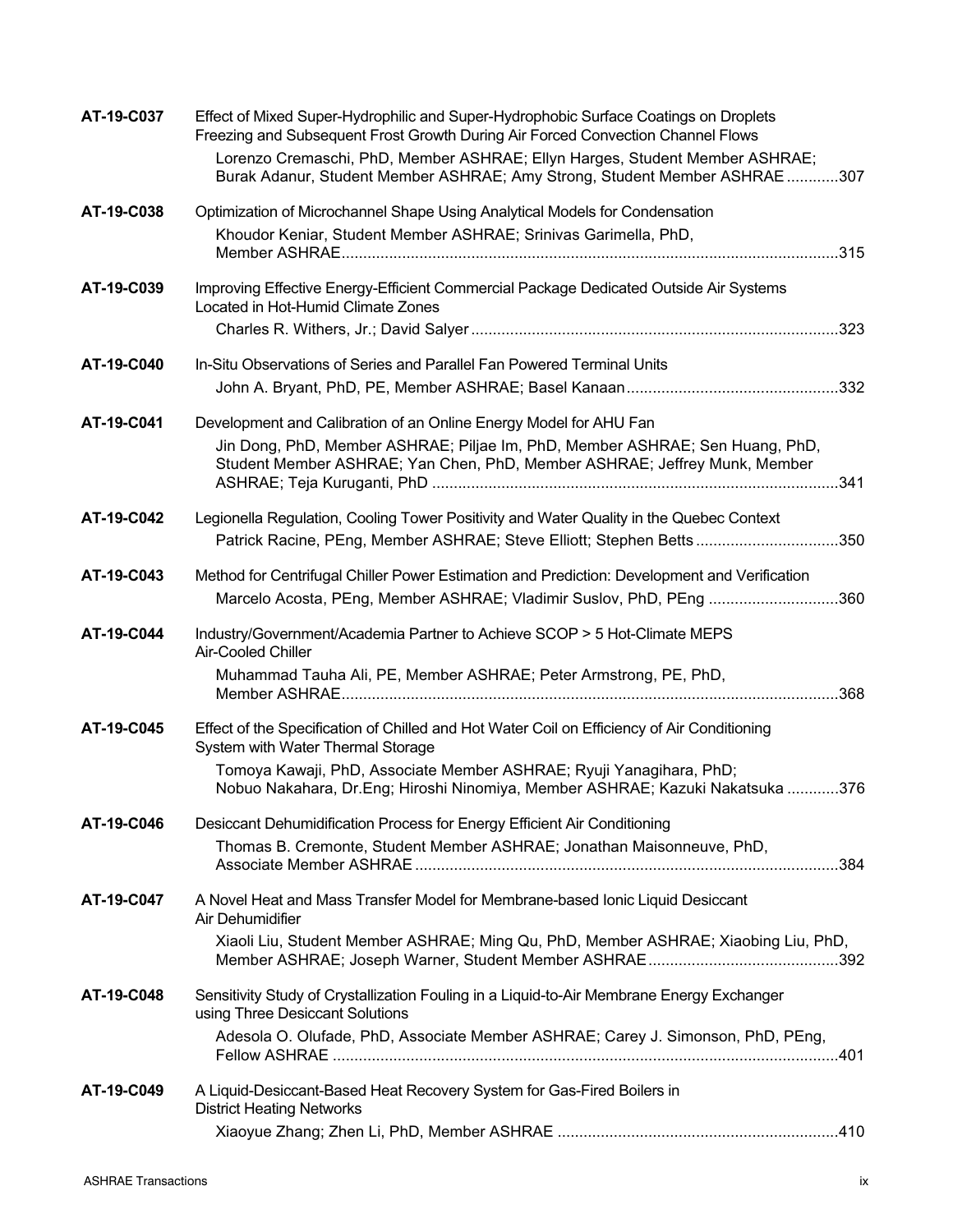**AT-19-C037** Effect of Mixed Super-Hydrophilic and Super-Hydrophobic Surface Coatings on Droplets Freezing and Subsequent Frost Growth During Air Forced Convection Channel Flows

Lorenzo Cremaschi, PhD, Member ASHRAE; Ellyn Harges, Student Member ASHRAE; Burak Adanur, Student Member ASHRAE; Amy Strong, Student Member ASHRAE ............307

**AT-19-C038** Optimization of Microchannel Shape Using Analytical Models for Condensation

Khoudor Keniar, Student Member ASHRAE; Srinivas Garimella, PhD, Member ASHRAE..................................................................................................................315

**AT-19-C039** Improving Effective Energy-Efficient Commercial Package Dedicated Outside Air Systems Located in Hot-Humid Climate Zones

Charles R. Withers, Jr.; David Salyer....................................................................................323

**AT-19-C040** In-Situ Observations of Series and Parallel Fan Powered Terminal Units

John A. Bryant, PhD, PE, Member ASHRAE; Basel Kanaan.................................................332

**AT-19-C041** Development and Calibration of an Online Energy Model for AHU Fan

Jin Dong, PhD, Member ASHRAE; Piljae Im, PhD, Member ASHRAE; Sen Huang, PhD, Student Member ASHRAE; Yan Chen, PhD, Member ASHRAE; Jeffrey Munk, Member ASHRAE; Teja Kuruganti, PhD .............................................................................................341

**AT-19-C042** Legionella Regulation, Cooling Tower Positivity and Water Quality in the Quebec Context

Patrick Racine, PEng, Member ASHRAE; Steve Elliott; Stephen Betts .................................350

**AT-19-C043** Method for Centrifugal Chiller Power Estimation and Prediction: Development and Verification

Marcelo Acosta, PEng, Member ASHRAE; Vladimir Suslov, PhD, PEng ..............................360

**AT-19-C044** Industry/Government/Academia Partner to Achieve SCOP > 5 Hot-Climate MEPS Air-Cooled Chiller

Muhammad Tauha Ali, PE, Member ASHRAE; Peter Armstrong, PE, PhD, Member ASHRAE..................................................................................................................368

**AT-19-C045** Effect of the Specification of Chilled and Hot Water Coil on Efficiency of Air Conditioning System with Water Thermal Storage

Tomoya Kawaji, PhD, Associate Member ASHRAE; Ryuji Yanagihara, PhD; Nobuo Nakahara, Dr.Eng; Hiroshi Ninomiya, Member ASHRAE; Kazuki Nakatsuka ............376

**AT-19-C046** Desiccant Dehumidification Process for Energy Efficient Air Conditioning

Thomas B. Cremonte, Student Member ASHRAE; Jonathan Maisonneuve, PhD, Associate Member ASHRAE .................................................................................................384

**AT-19-C047** A Novel Heat and Mass Transfer Model for Membrane-based Ionic Liquid Desiccant Air Dehumidifier

Xiaoli Liu, Student Member ASHRAE; Ming Qu, PhD, Member ASHRAE; Xiaobing Liu, PhD, Member ASHRAE; Joseph Warner, Student Member ASHRAE...........................................392

**AT-19-C048** Sensitivity Study of Crystallization Fouling in a Liquid-to-Air Membrane Energy Exchanger using Three Desiccant Solutions

Adesola O. Olufade, PhD, Associate Member ASHRAE; Carey J. Simonson, PhD, PEng, Fellow ASHRAE ....................................................................................................................401

**AT-19-C049** A Liquid-Desiccant-Based Heat Recovery System for Gas-Fired Boilers in District Heating Networks

Xiaoyue Zhang; Zhen Li, PhD, Member ASHRAE ................................................................410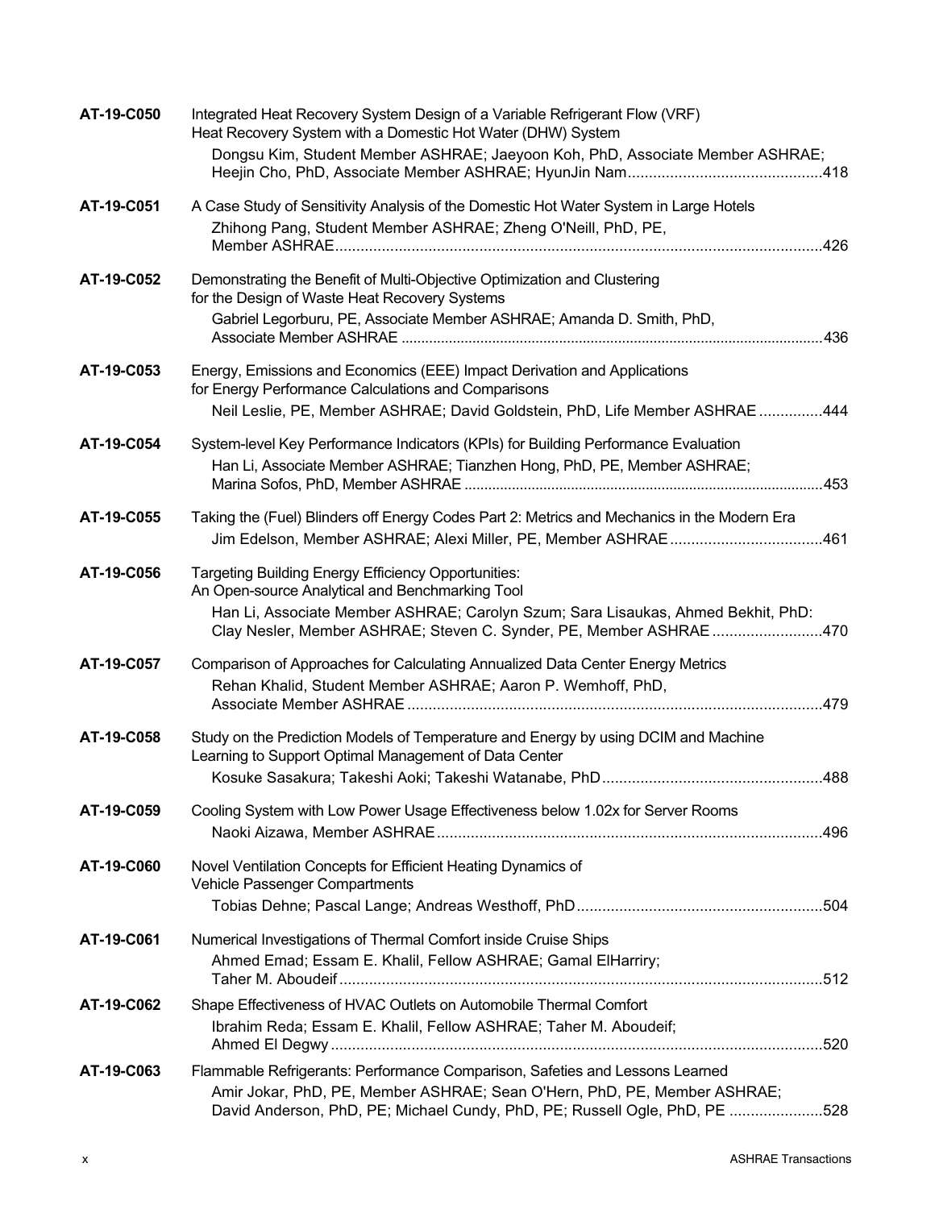**AT-19-C050** Integrated Heat Recovery System Design of a Variable Refrigerant Flow (VRF) Heat Recovery System with a Domestic Hot Water (DHW) System
Dongsu Kim, Student Member ASHRAE; Jaeyoon Koh, PhD, Associate Member ASHRAE; Heejin Cho, PhD, Associate Member ASHRAE; HyunJin Nam .......... 418

**AT-19-C051** A Case Study of Sensitivity Analysis of the Domestic Hot Water System in Large Hotels
Zhihong Pang, Student Member ASHRAE; Zheng O'Neill, PhD, PE, Member ASHRAE .......... 426

**AT-19-C052** Demonstrating the Benefit of Multi-Objective Optimization and Clustering for the Design of Waste Heat Recovery Systems
Gabriel Legorburu, PE, Associate Member ASHRAE; Amanda D. Smith, PhD, Associate Member ASHRAE .......... 436

**AT-19-C053** Energy, Emissions and Economics (EEE) Impact Derivation and Applications for Energy Performance Calculations and Comparisons
Neil Leslie, PE, Member ASHRAE; David Goldstein, PhD, Life Member ASHRAE .......... 444

**AT-19-C054** System-level Key Performance Indicators (KPIs) for Building Performance Evaluation
Han Li, Associate Member ASHRAE; Tianzhen Hong, PhD, PE, Member ASHRAE; Marina Sofos, PhD, Member ASHRAE .......... 453

**AT-19-C055** Taking the (Fuel) Blinders off Energy Codes Part 2: Metrics and Mechanics in the Modern Era
Jim Edelson, Member ASHRAE; Alexi Miller, PE, Member ASHRAE .......... 461

**AT-19-C056** Targeting Building Energy Efficiency Opportunities: An Open-source Analytical and Benchmarking Tool
Han Li, Associate Member ASHRAE; Carolyn Szum; Sara Lisaukas, Ahmed Bekhit, PhD: Clay Nesler, Member ASHRAE; Steven C. Synder, PE, Member ASHRAE .......... 470

**AT-19-C057** Comparison of Approaches for Calculating Annualized Data Center Energy Metrics
Rehan Khalid, Student Member ASHRAE; Aaron P. Wemhoff, PhD, Associate Member ASHRAE .......... 479

**AT-19-C058** Study on the Prediction Models of Temperature and Energy by using DCIM and Machine Learning to Support Optimal Management of Data Center
Kosuke Sasakura; Takeshi Aoki; Takeshi Watanabe, PhD .......... 488

**AT-19-C059** Cooling System with Low Power Usage Effectiveness below 1.02x for Server Rooms
Naoki Aizawa, Member ASHRAE .......... 496

**AT-19-C060** Novel Ventilation Concepts for Efficient Heating Dynamics of Vehicle Passenger Compartments
Tobias Dehne; Pascal Lange; Andreas Westhoff, PhD .......... 504

**AT-19-C061** Numerical Investigations of Thermal Comfort inside Cruise Ships
Ahmed Emad; Essam E. Khalil, Fellow ASHRAE; Gamal ElHarriry; Taher M. Aboudeif .......... 512

**AT-19-C062** Shape Effectiveness of HVAC Outlets on Automobile Thermal Comfort
Ibrahim Reda; Essam E. Khalil, Fellow ASHRAE; Taher M. Aboudeif; Ahmed El Degwy .......... 520

**AT-19-C063** Flammable Refrigerants: Performance Comparison, Safeties and Lessons Learned
Amir Jokar, PhD, PE, Member ASHRAE; Sean O'Hern, PhD, PE, Member ASHRAE; David Anderson, PhD, PE; Michael Cundy, PhD, PE; Russell Ogle, PhD, PE .......... 528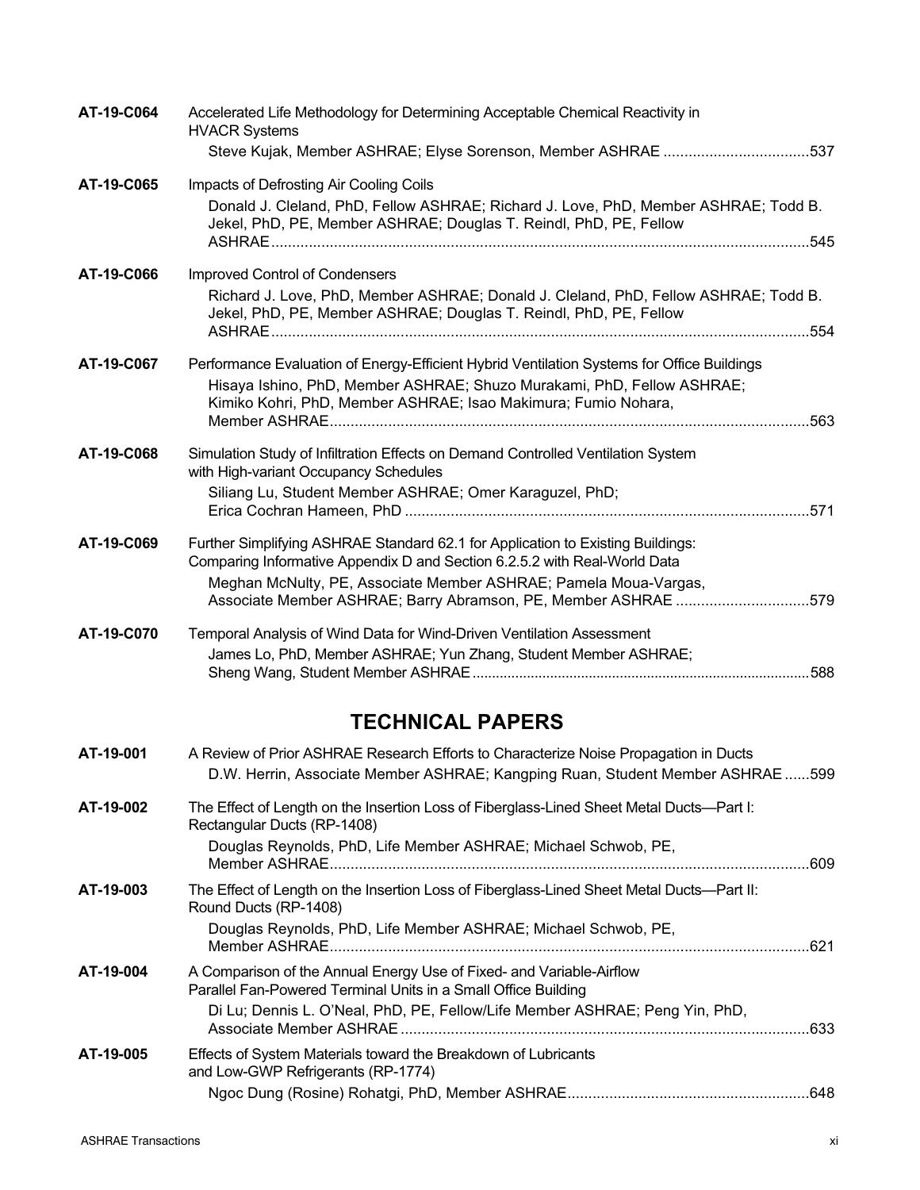**AT-19-C064** Accelerated Life Methodology for Determining Acceptable Chemical Reactivity in HVACR Systems
Steve Kujak, Member ASHRAE; Elyse Sorenson, Member ASHRAE ..................................537

**AT-19-C065** Impacts of Defrosting Air Cooling Coils
Donald J. Cleland, PhD, Fellow ASHRAE; Richard J. Love, PhD, Member ASHRAE; Todd B. Jekel, PhD, PE, Member ASHRAE; Douglas T. Reindl, PhD, PE, Fellow ASHRAE................................................................................................................................545

**AT-19-C066** Improved Control of Condensers
Richard J. Love, PhD, Member ASHRAE; Donald J. Cleland, PhD, Fellow ASHRAE; Todd B. Jekel, PhD, PE, Member ASHRAE; Douglas T. Reindl, PhD, PE, Fellow ASHRAE................................................................................................................................554

**AT-19-C067** Performance Evaluation of Energy-Efficient Hybrid Ventilation Systems for Office Buildings
Hisaya Ishino, PhD, Member ASHRAE; Shuzo Murakami, PhD, Fellow ASHRAE; Kimiko Kohri, PhD, Member ASHRAE; Isao Makimura; Fumio Nohara, Member ASHRAE..................................................................................................................563

**AT-19-C068** Simulation Study of Infiltration Effects on Demand Controlled Ventilation System with High-variant Occupancy Schedules
Siliang Lu, Student Member ASHRAE; Omer Karaguzel, PhD; Erica Cochran Hameen, PhD ................................................................................................571

**AT-19-C069** Further Simplifying ASHRAE Standard 62.1 for Application to Existing Buildings: Comparing Informative Appendix D and Section 6.2.5.2 with Real-World Data
Meghan McNulty, PE, Associate Member ASHRAE; Pamela Moua-Vargas, Associate Member ASHRAE; Barry Abramson, PE, Member ASHRAE ................................579

**AT-19-C070** Temporal Analysis of Wind Data for Wind-Driven Ventilation Assessment
James Lo, PhD, Member ASHRAE; Yun Zhang, Student Member ASHRAE; Sheng Wang, Student Member ASHRAE.....................................................................................588

## TECHNICAL PAPERS

**AT-19-001** A Review of Prior ASHRAE Research Efforts to Characterize Noise Propagation in Ducts
D.W. Herrin, Associate Member ASHRAE; Kangping Ruan, Student Member ASHRAE ......599

**AT-19-002** The Effect of Length on the Insertion Loss of Fiberglass-Lined Sheet Metal Ducts—Part I: Rectangular Ducts (RP-1408)
Douglas Reynolds, PhD, Life Member ASHRAE; Michael Schwob, PE, Member ASHRAE..................................................................................................................609

**AT-19-003** The Effect of Length on the Insertion Loss of Fiberglass-Lined Sheet Metal Ducts—Part II: Round Ducts (RP-1408)
Douglas Reynolds, PhD, Life Member ASHRAE; Michael Schwob, PE, Member ASHRAE..................................................................................................................621

**AT-19-004** A Comparison of the Annual Energy Use of Fixed- and Variable-Airflow Parallel Fan-Powered Terminal Units in a Small Office Building
Di Lu; Dennis L. O'Neal, PhD, PE, Fellow/Life Member ASHRAE; Peng Yin, PhD, Associate Member ASHRAE .................................................................................................633

**AT-19-005** Effects of System Materials toward the Breakdown of Lubricants and Low-GWP Refrigerants (RP-1774)
Ngoc Dung (Rosine) Rohatgi, PhD, Member ASHRAE.........................................................648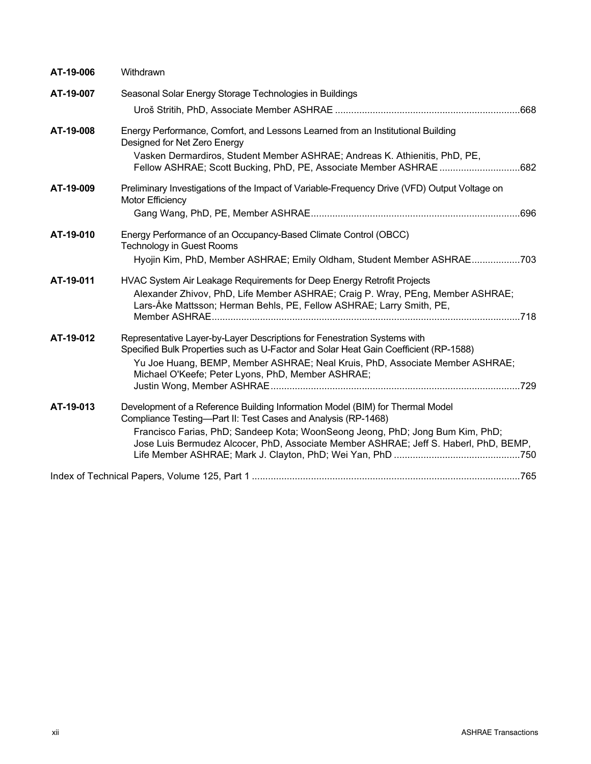**AT-19-006** Withdrawn

**AT-19-007** Seasonal Solar Energy Storage Technologies in Buildings

Uroš Stritih, PhD, Associate Member ASHRAE ....................................................................668

**AT-19-008** Energy Performance, Comfort, and Lessons Learned from an Institutional Building Designed for Net Zero Energy

Vasken Dermardiros, Student Member ASHRAE; Andreas K. Athienitis, PhD, PE, Fellow ASHRAE; Scott Bucking, PhD, PE, Associate Member ASHRAE .............................682

**AT-19-009** Preliminary Investigations of the Impact of Variable-Frequency Drive (VFD) Output Voltage on Motor Efficiency

Gang Wang, PhD, PE, Member ASHRAE.............................................................................696

**AT-19-010** Energy Performance of an Occupancy-Based Climate Control (OBCC) Technology in Guest Rooms

Hyojin Kim, PhD, Member ASHRAE; Emily Oldham, Student Member ASHRAE..................703

**AT-19-011** HVAC System Air Leakage Requirements for Deep Energy Retrofit Projects

Alexander Zhivov, PhD, Life Member ASHRAE; Craig P. Wray, PEng, Member ASHRAE; Lars-Åke Mattsson; Herman Behls, PE, Fellow ASHRAE; Larry Smith, PE, Member ASHRAE..................................................................................................................718

**AT-19-012** Representative Layer-by-Layer Descriptions for Fenestration Systems with Specified Bulk Properties such as U-Factor and Solar Heat Gain Coefficient (RP-1588)

Yu Joe Huang, BEMP, Member ASHRAE; Neal Kruis, PhD, Associate Member ASHRAE; Michael O'Keefe; Peter Lyons, PhD, Member ASHRAE; Justin Wong, Member ASHRAE............................................................................................729

**AT-19-013** Development of a Reference Building Information Model (BIM) for Thermal Model Compliance Testing—Part II: Test Cases and Analysis (RP-1468)

Francisco Farias, PhD; Sandeep Kota; WoonSeong Jeong, PhD; Jong Bum Kim, PhD; Jose Luis Bermudez Alcocer, PhD, Associate Member ASHRAE; Jeff S. Haberl, PhD, BEMP, Life Member ASHRAE; Mark J. Clayton, PhD; Wei Yan, PhD ..............................................750

Index of Technical Papers, Volume 125, Part 1 ...................................................................................................765